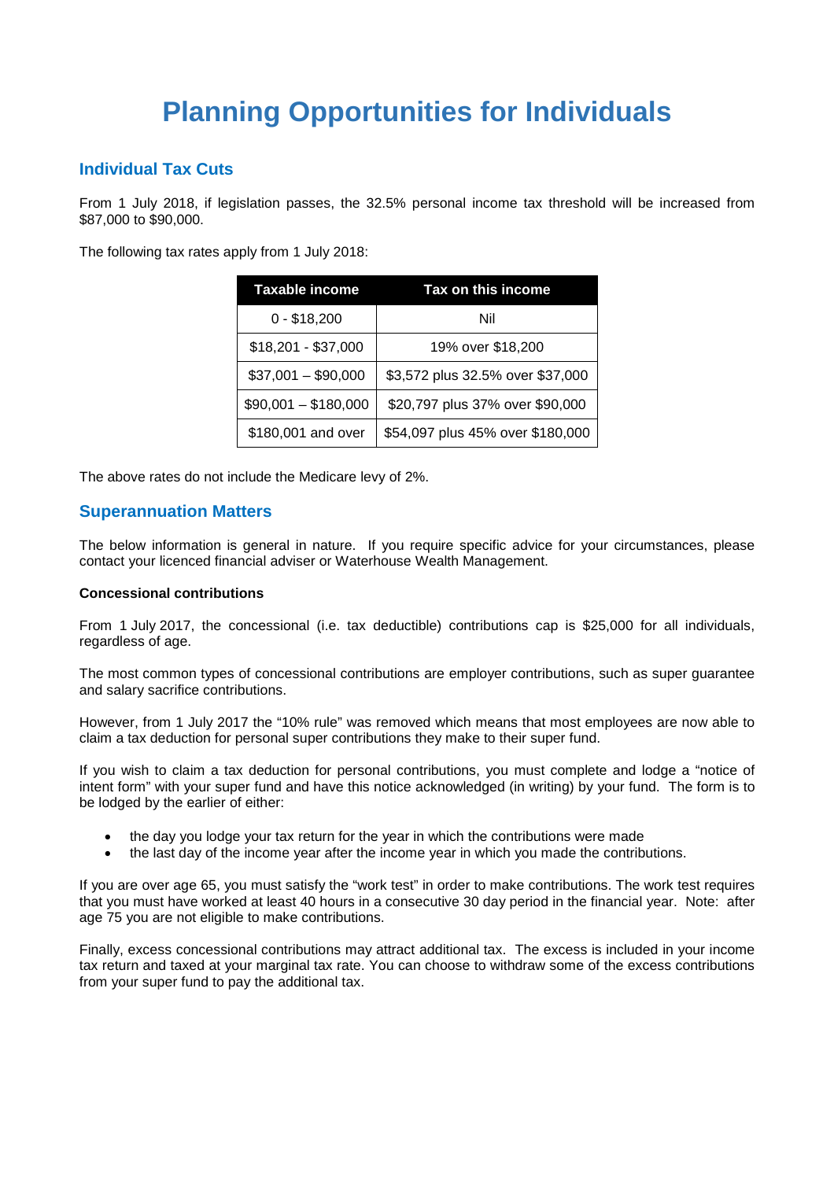# Planning Opportunities for Individuals

## Individual Tax Cuts

From 1 July 2018, if legislation passes, the 32.5% personal income tax threshold will be increased from $87,000 to $90,000.

The following tax rates apply from 1 July 2018:

| Taxable income | Tax on this income |
|---|---|
| 0 - $18,200 | Nil |
| $18,201 - $37,000 | 19% over $18,200 |
| $37,001 – $90,000 | $3,572 plus 32.5% over $37,000 |
| $90,001 – $180,000 | $20,797 plus 37% over $90,000 |
| $180,001 and over | $54,097 plus 45% over $180,000 |

The above rates do not include the Medicare levy of 2%.

## Superannuation Matters

The below information is general in nature. If you require specific advice for your circumstances, please contact your licenced financial adviser or Waterhouse Wealth Management.

**Concessional contributions**

From 1 July 2017, the concessional (i.e. tax deductible) contributions cap is $25,000 for all individuals, regardless of age.

The most common types of concessional contributions are employer contributions, such as super guarantee and salary sacrifice contributions.

However, from 1 July 2017 the "10% rule" was removed which means that most employees are now able to claim a tax deduction for personal super contributions they make to their super fund.

If you wish to claim a tax deduction for personal contributions, you must complete and lodge a "notice of intent form" with your super fund and have this notice acknowledged (in writing) by your fund. The form is to be lodged by the earlier of either:

- the day you lodge your tax return for the year in which the contributions were made
- the last day of the income year after the income year in which you made the contributions.

If you are over age 65, you must satisfy the "work test" in order to make contributions. The work test requires that you must have worked at least 40 hours in a consecutive 30 day period in the financial year. Note: after age 75 you are not eligible to make contributions.

Finally, excess concessional contributions may attract additional tax. The excess is included in your income tax return and taxed at your marginal tax rate. You can choose to withdraw some of the excess contributions from your super fund to pay the additional tax.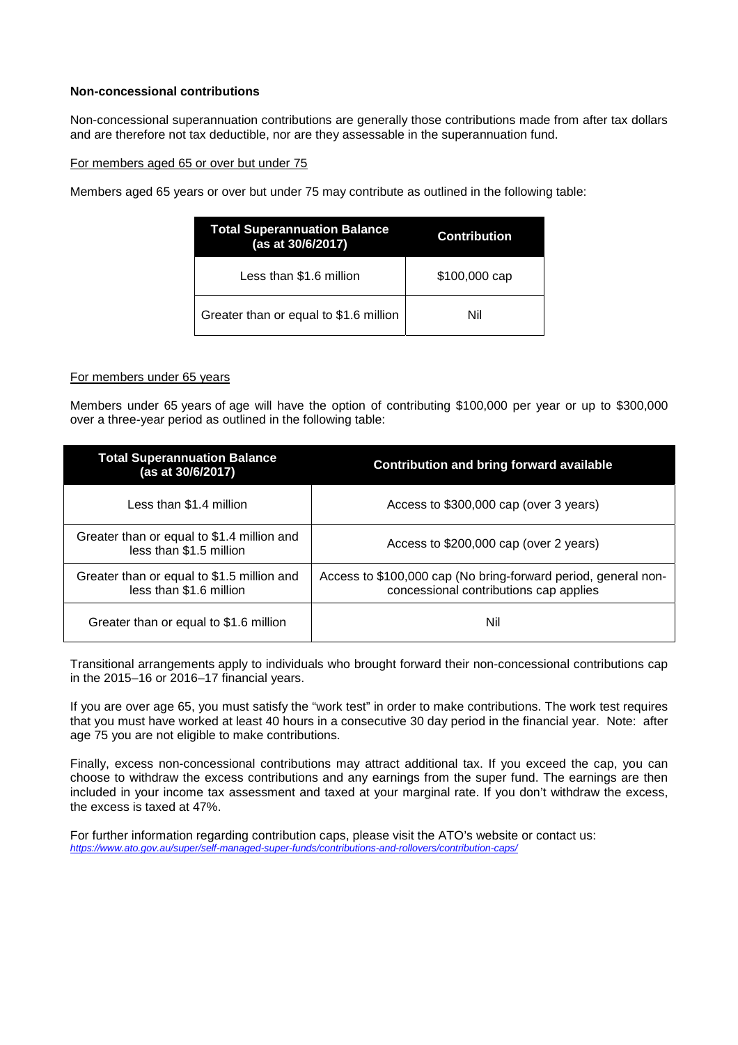**Non-concessional contributions**

Non-concessional superannuation contributions are generally those contributions made from after tax dollars and are therefore not tax deductible, nor are they assessable in the superannuation fund.

For members aged 65 or over but under 75

Members aged 65 years or over but under 75 may contribute as outlined in the following table:

| Total Superannuation Balance (as at 30/6/2017) | Contribution |
| --- | --- |
| Less than $1.6 million | $100,000 cap |
| Greater than or equal to $1.6 million | Nil |

For members under 65 years

Members under 65 years of age will have the option of contributing $100,000 per year or up to $300,000 over a three-year period as outlined in the following table:

| Total Superannuation Balance (as at 30/6/2017) | Contribution and bring forward available |
| --- | --- |
| Less than $1.4 million | Access to $300,000 cap (over 3 years) |
| Greater than or equal to $1.4 million and less than $1.5 million | Access to $200,000 cap (over 2 years) |
| Greater than or equal to $1.5 million and less than $1.6 million | Access to $100,000 cap (No bring-forward period, general non-concessional contributions cap applies |
| Greater than or equal to $1.6 million | Nil |

Transitional arrangements apply to individuals who brought forward their non-concessional contributions cap in the 2015–16 or 2016–17 financial years.

If you are over age 65, you must satisfy the "work test" in order to make contributions. The work test requires that you must have worked at least 40 hours in a consecutive 30 day period in the financial year. Note: after age 75 you are not eligible to make contributions.

Finally, excess non-concessional contributions may attract additional tax. If you exceed the cap, you can choose to withdraw the excess contributions and any earnings from the super fund. The earnings are then included in your income tax assessment and taxed at your marginal rate. If you don't withdraw the excess, the excess is taxed at 47%.

For further information regarding contribution caps, please visit the ATO's website or contact us:
*https://www.ato.gov.au/super/self-managed-super-funds/contributions-and-rollovers/contribution-caps/*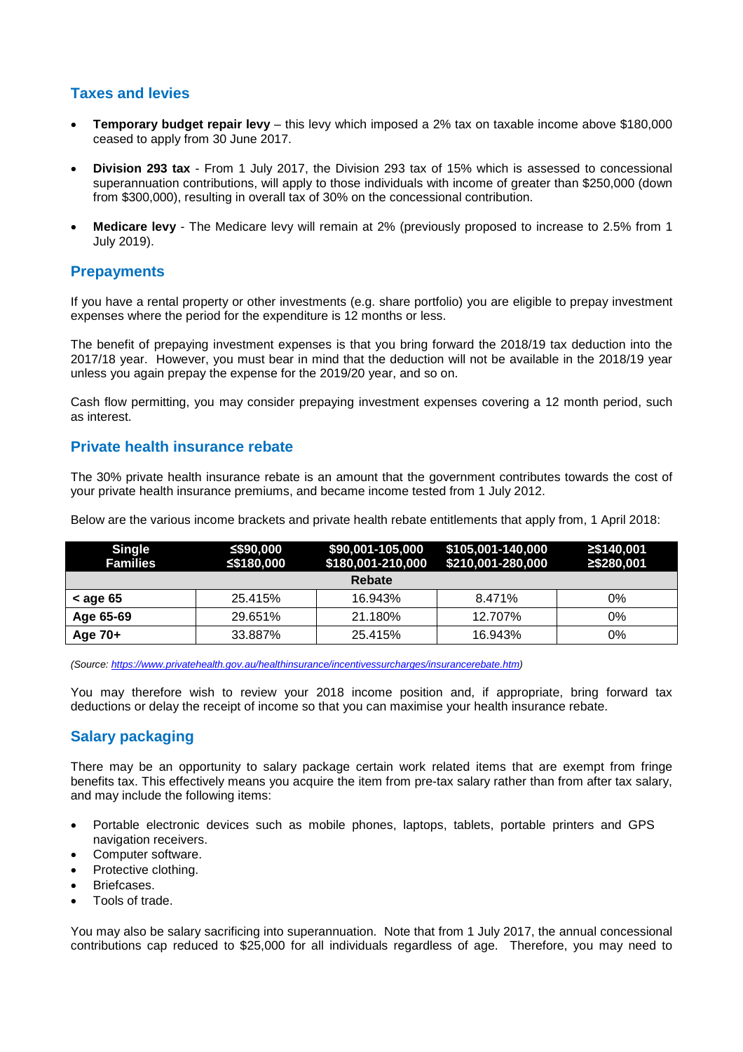## Taxes and levies

- **Temporary budget repair levy** – this levy which imposed a 2% tax on taxable income above $180,000 ceased to apply from 30 June 2017.
- **Division 293 tax** - From 1 July 2017, the Division 293 tax of 15% which is assessed to concessional superannuation contributions, will apply to those individuals with income of greater than $250,000 (down from $300,000), resulting in overall tax of 30% on the concessional contribution.
- **Medicare levy** - The Medicare levy will remain at 2% (previously proposed to increase to 2.5% from 1 July 2019).

## Prepayments

If you have a rental property or other investments (e.g. share portfolio) you are eligible to prepay investment expenses where the period for the expenditure is 12 months or less.

The benefit of prepaying investment expenses is that you bring forward the 2018/19 tax deduction into the 2017/18 year. However, you must bear in mind that the deduction will not be available in the 2018/19 year unless you again prepay the expense for the 2019/20 year, and so on.

Cash flow permitting, you may consider prepaying investment expenses covering a 12 month period, such as interest.

## Private health insurance rebate

The 30% private health insurance rebate is an amount that the government contributes towards the cost of your private health insurance premiums, and became income tested from 1 July 2012.

Below are the various income brackets and private health rebate entitlements that apply from, 1 April 2018:

| Single<br>Families | ≤$90,000<br>≤$180,000 | $90,001-105,000<br>$180,001-210,000 | $105,001-140,000<br>$210,001-280,000 | ≥$140,001<br>≥$280,001 |
|---|---|---|---|---|
| | | Rebate | | |
| **< age 65** | 25.415% | 16.943% | 8.471% | 0% |
| **Age 65-69** | 29.651% | 21.180% | 12.707% | 0% |
| **Age 70+** | 33.887% | 25.415% | 16.943% | 0% |

*(Source: https://www.privatehealth.gov.au/healthinsurance/incentivessurcharges/insurancerebate.htm)*

You may therefore wish to review your 2018 income position and, if appropriate, bring forward tax deductions or delay the receipt of income so that you can maximise your health insurance rebate.

## Salary packaging

There may be an opportunity to salary package certain work related items that are exempt from fringe benefits tax. This effectively means you acquire the item from pre-tax salary rather than from after tax salary, and may include the following items:

- Portable electronic devices such as mobile phones, laptops, tablets, portable printers and GPS navigation receivers.
- Computer software.
- Protective clothing.
- Briefcases.
- Tools of trade.

You may also be salary sacrificing into superannuation. Note that from 1 July 2017, the annual concessional contributions cap reduced to $25,000 for all individuals regardless of age. Therefore, you may need to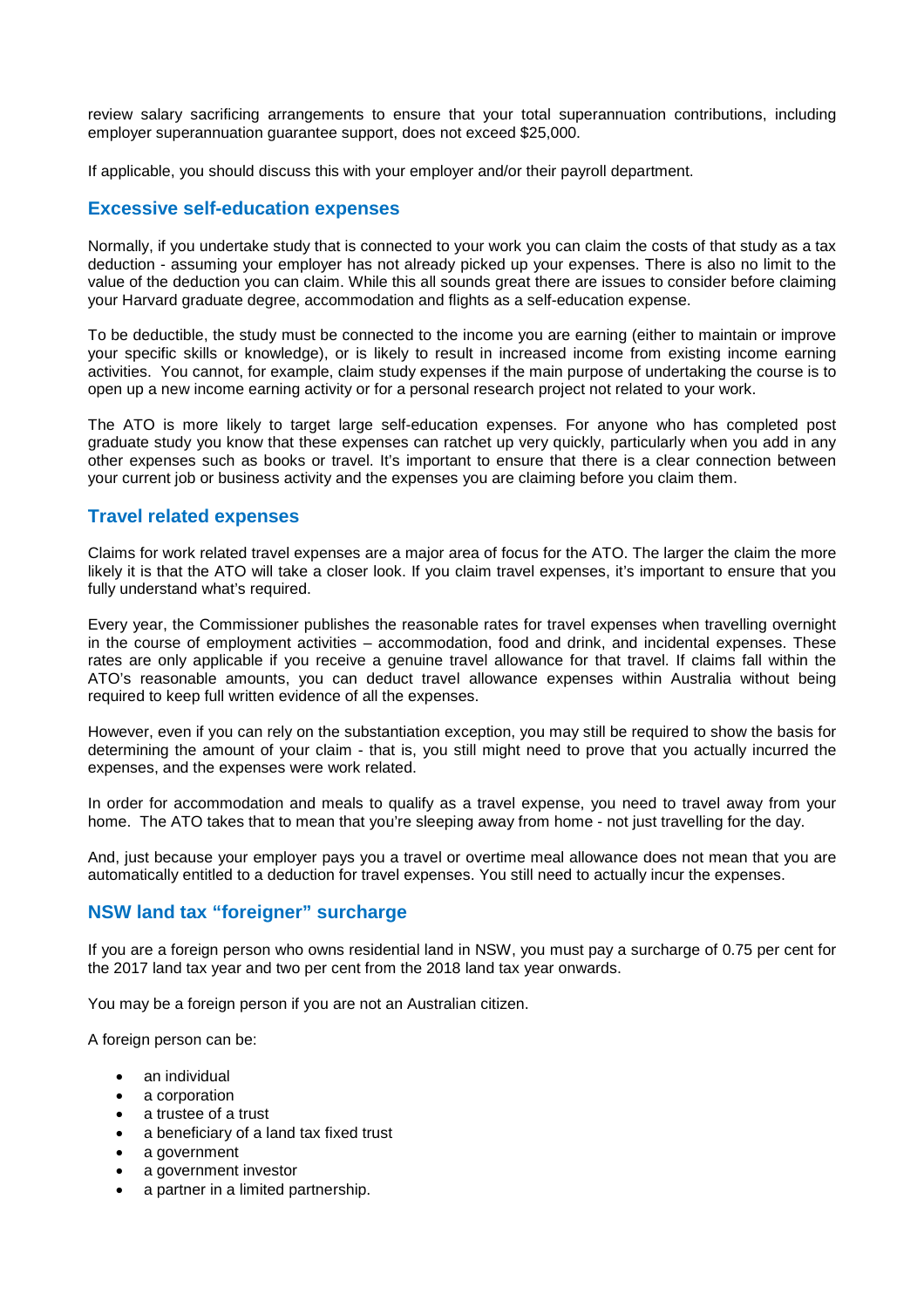review salary sacrificing arrangements to ensure that your total superannuation contributions, including employer superannuation guarantee support, does not exceed $25,000.

If applicable, you should discuss this with your employer and/or their payroll department.

## Excessive self-education expenses

Normally, if you undertake study that is connected to your work you can claim the costs of that study as a tax deduction - assuming your employer has not already picked up your expenses. There is also no limit to the value of the deduction you can claim. While this all sounds great there are issues to consider before claiming your Harvard graduate degree, accommodation and flights as a self-education expense.

To be deductible, the study must be connected to the income you are earning (either to maintain or improve your specific skills or knowledge), or is likely to result in increased income from existing income earning activities. You cannot, for example, claim study expenses if the main purpose of undertaking the course is to open up a new income earning activity or for a personal research project not related to your work.

The ATO is more likely to target large self-education expenses. For anyone who has completed post graduate study you know that these expenses can ratchet up very quickly, particularly when you add in any other expenses such as books or travel. It's important to ensure that there is a clear connection between your current job or business activity and the expenses you are claiming before you claim them.

## Travel related expenses

Claims for work related travel expenses are a major area of focus for the ATO. The larger the claim the more likely it is that the ATO will take a closer look. If you claim travel expenses, it's important to ensure that you fully understand what's required.

Every year, the Commissioner publishes the reasonable rates for travel expenses when travelling overnight in the course of employment activities – accommodation, food and drink, and incidental expenses. These rates are only applicable if you receive a genuine travel allowance for that travel. If claims fall within the ATO's reasonable amounts, you can deduct travel allowance expenses within Australia without being required to keep full written evidence of all the expenses.

However, even if you can rely on the substantiation exception, you may still be required to show the basis for determining the amount of your claim - that is, you still might need to prove that you actually incurred the expenses, and the expenses were work related.

In order for accommodation and meals to qualify as a travel expense, you need to travel away from your home. The ATO takes that to mean that you're sleeping away from home - not just travelling for the day.

And, just because your employer pays you a travel or overtime meal allowance does not mean that you are automatically entitled to a deduction for travel expenses. You still need to actually incur the expenses.

## NSW land tax "foreigner" surcharge

If you are a foreign person who owns residential land in NSW, you must pay a surcharge of 0.75 per cent for the 2017 land tax year and two per cent from the 2018 land tax year onwards.

You may be a foreign person if you are not an Australian citizen.

A foreign person can be:

- an individual
- a corporation
- a trustee of a trust
- a beneficiary of a land tax fixed trust
- a government
- a government investor
- a partner in a limited partnership.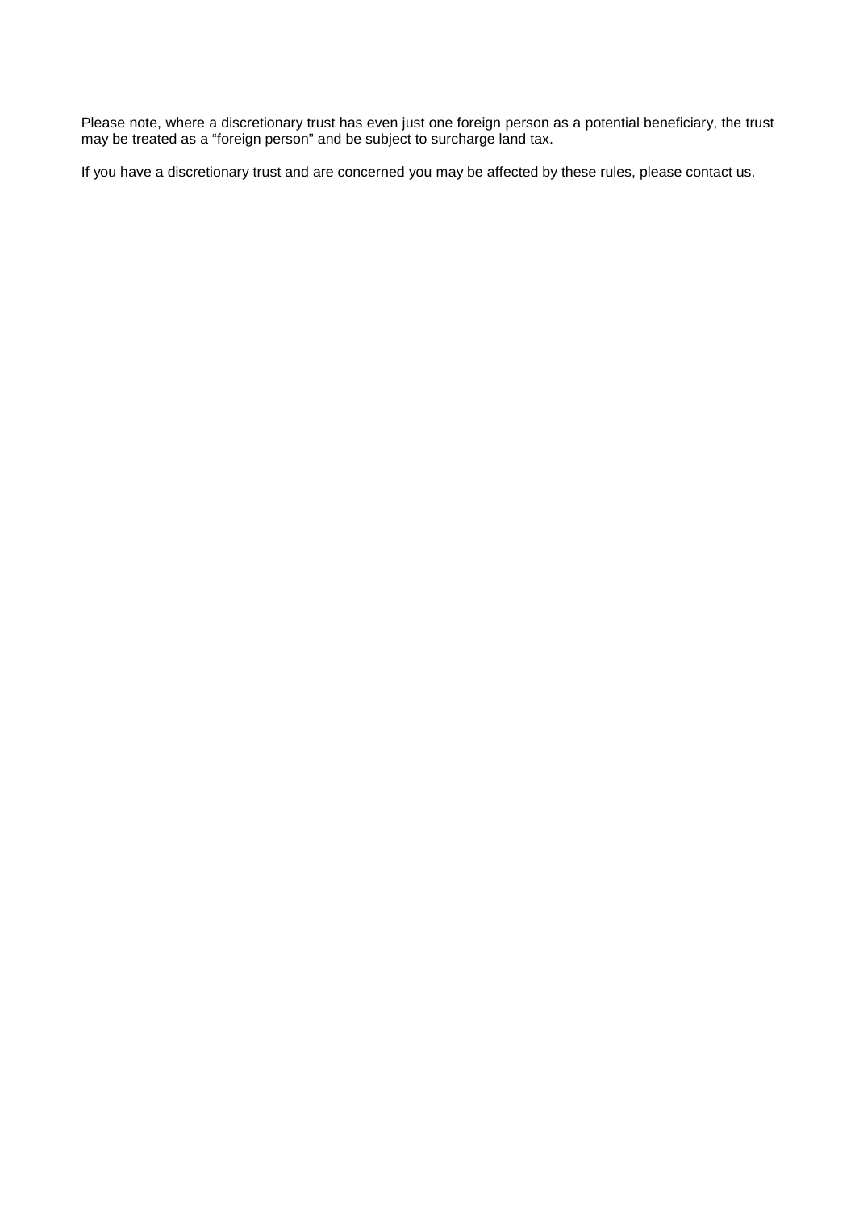Please note, where a discretionary trust has even just one foreign person as a potential beneficiary, the trust may be treated as a “foreign person” and be subject to surcharge land tax.

If you have a discretionary trust and are concerned you may be affected by these rules, please contact us.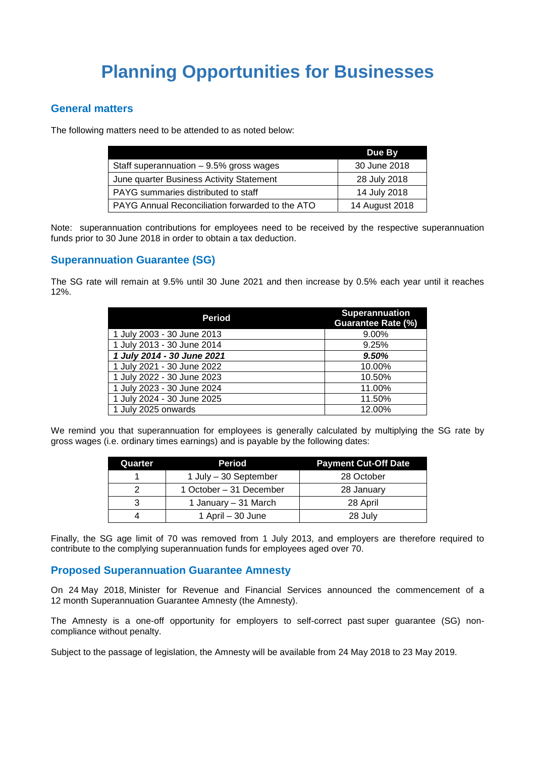# Planning Opportunities for Businesses

## General matters

The following matters need to be attended to as noted below:

| | Due By |
|---|---|
| Staff superannuation – 9.5% gross wages | 30 June 2018 |
| June quarter Business Activity Statement | 28 July 2018 |
| PAYG summaries distributed to staff | 14 July 2018 |
| PAYG Annual Reconciliation forwarded to the ATO | 14 August 2018 |

Note: superannuation contributions for employees need to be received by the respective superannuation funds prior to 30 June 2018 in order to obtain a tax deduction.

## Superannuation Guarantee (SG)

The SG rate will remain at 9.5% until 30 June 2021 and then increase by 0.5% each year until it reaches 12%.

| Period | Superannuation Guarantee Rate (%) |
|---|---|
| 1 July 2003 - 30 June 2013 | 9.00% |
| 1 July 2013 - 30 June 2014 | 9.25% |
| ***1 July 2014 - 30 June 2021*** | ***9.50%*** |
| 1 July 2021 - 30 June 2022 | 10.00% |
| 1 July 2022 - 30 June 2023 | 10.50% |
| 1 July 2023 - 30 June 2024 | 11.00% |
| 1 July 2024 - 30 June 2025 | 11.50% |
| 1 July 2025 onwards | 12.00% |

We remind you that superannuation for employees is generally calculated by multiplying the SG rate by gross wages (i.e. ordinary times earnings) and is payable by the following dates:

| Quarter | Period | Payment Cut-Off Date |
|---|---|---|
| 1 | 1 July – 30 September | 28 October |
| 2 | 1 October – 31 December | 28 January |
| 3 | 1 January – 31 March | 28 April |
| 4 | 1 April – 30 June | 28 July |

Finally, the SG age limit of 70 was removed from 1 July 2013, and employers are therefore required to contribute to the complying superannuation funds for employees aged over 70.

## Proposed Superannuation Guarantee Amnesty

On 24 May 2018, Minister for Revenue and Financial Services announced the commencement of a 12 month Superannuation Guarantee Amnesty (the Amnesty).

The Amnesty is a one-off opportunity for employers to self-correct past super guarantee (SG) non-compliance without penalty.

Subject to the passage of legislation, the Amnesty will be available from 24 May 2018 to 23 May 2019.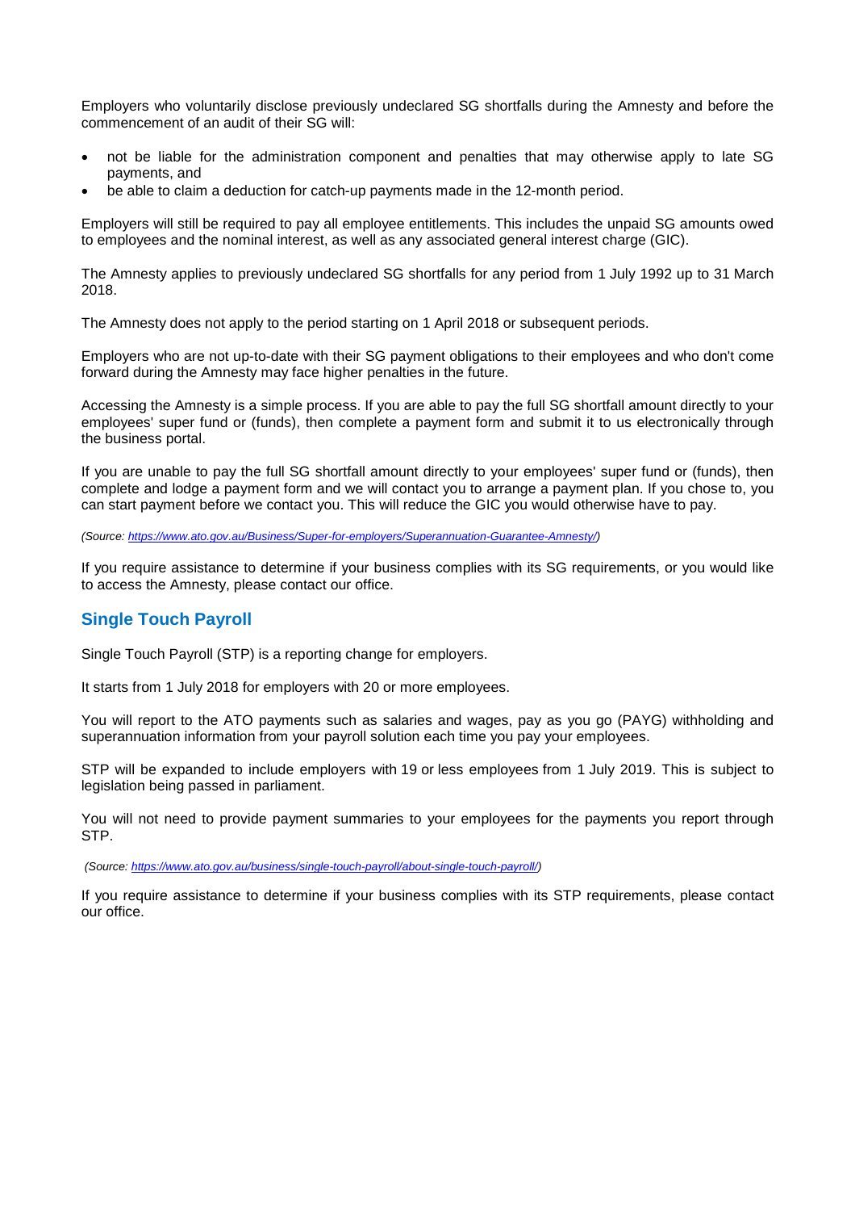Employers who voluntarily disclose previously undeclared SG shortfalls during the Amnesty and before the commencement of an audit of their SG will:

- not be liable for the administration component and penalties that may otherwise apply to late SG payments, and
- be able to claim a deduction for catch-up payments made in the 12-month period.

Employers will still be required to pay all employee entitlements. This includes the unpaid SG amounts owed to employees and the nominal interest, as well as any associated general interest charge (GIC).

The Amnesty applies to previously undeclared SG shortfalls for any period from 1 July 1992 up to 31 March 2018.

The Amnesty does not apply to the period starting on 1 April 2018 or subsequent periods.

Employers who are not up-to-date with their SG payment obligations to their employees and who don't come forward during the Amnesty may face higher penalties in the future.

Accessing the Amnesty is a simple process. If you are able to pay the full SG shortfall amount directly to your employees' super fund or (funds), then complete a payment form and submit it to us electronically through the business portal.

If you are unable to pay the full SG shortfall amount directly to your employees' super fund or (funds), then complete and lodge a payment form and we will contact you to arrange a payment plan. If you chose to, you can start payment before we contact you. This will reduce the GIC you would otherwise have to pay.

*(Source: https://www.ato.gov.au/Business/Super-for-employers/Superannuation-Guarantee-Amnesty/)*

If you require assistance to determine if your business complies with its SG requirements, or you would like to access the Amnesty, please contact our office.

## Single Touch Payroll

Single Touch Payroll (STP) is a reporting change for employers.

It starts from 1 July 2018 for employers with 20 or more employees.

You will report to the ATO payments such as salaries and wages, pay as you go (PAYG) withholding and superannuation information from your payroll solution each time you pay your employees.

STP will be expanded to include employers with 19 or less employees from 1 July 2019. This is subject to legislation being passed in parliament.

You will not need to provide payment summaries to your employees for the payments you report through STP.

*(Source: https://www.ato.gov.au/business/single-touch-payroll/about-single-touch-payroll/)*

If you require assistance to determine if your business complies with its STP requirements, please contact our office.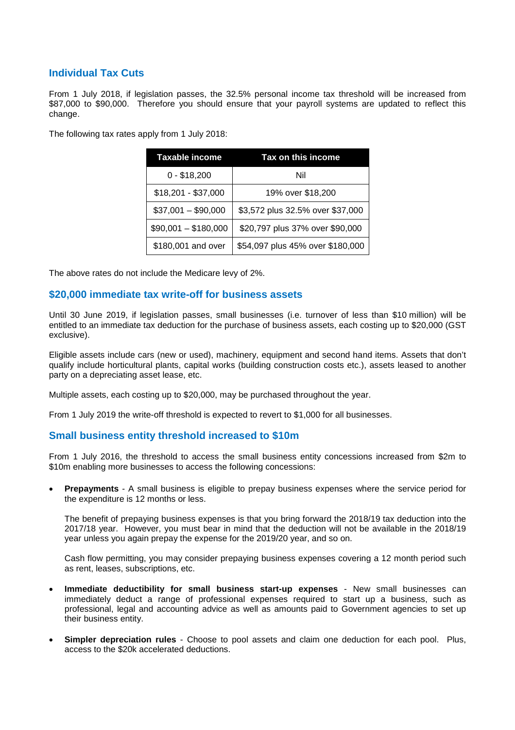## Individual Tax Cuts

From 1 July 2018, if legislation passes, the 32.5% personal income tax threshold will be increased from $87,000 to $90,000. Therefore you should ensure that your payroll systems are updated to reflect this change.

The following tax rates apply from 1 July 2018:

| Taxable income | Tax on this income |
|---|---|
| 0 - $18,200 | Nil |
| $18,201 - $37,000 | 19% over $18,200 |
| $37,001 – $90,000 | $3,572 plus 32.5% over $37,000 |
| $90,001 – $180,000 | $20,797 plus 37% over $90,000 |
| $180,001 and over | $54,097 plus 45% over $180,000 |

The above rates do not include the Medicare levy of 2%.

## $20,000 immediate tax write-off for business assets

Until 30 June 2019, if legislation passes, small businesses (i.e. turnover of less than $10 million) will be entitled to an immediate tax deduction for the purchase of business assets, each costing up to $20,000 (GST exclusive).

Eligible assets include cars (new or used), machinery, equipment and second hand items. Assets that don't qualify include horticultural plants, capital works (building construction costs etc.), assets leased to another party on a depreciating asset lease, etc.

Multiple assets, each costing up to $20,000, may be purchased throughout the year.

From 1 July 2019 the write-off threshold is expected to revert to $1,000 for all businesses.

## Small business entity threshold increased to $10m

From 1 July 2016, the threshold to access the small business entity concessions increased from $2m to $10m enabling more businesses to access the following concessions:

- **Prepayments** - A small business is eligible to prepay business expenses where the service period for the expenditure is 12 months or less.

  The benefit of prepaying business expenses is that you bring forward the 2018/19 tax deduction into the 2017/18 year. However, you must bear in mind that the deduction will not be available in the 2018/19 year unless you again prepay the expense for the 2019/20 year, and so on.

  Cash flow permitting, you may consider prepaying business expenses covering a 12 month period such as rent, leases, subscriptions, etc.

- **Immediate deductibility for small business start-up expenses** - New small businesses can immediately deduct a range of professional expenses required to start up a business, such as professional, legal and accounting advice as well as amounts paid to Government agencies to set up their business entity.

- **Simpler depreciation rules** - Choose to pool assets and claim one deduction for each pool. Plus, access to the $20k accelerated deductions.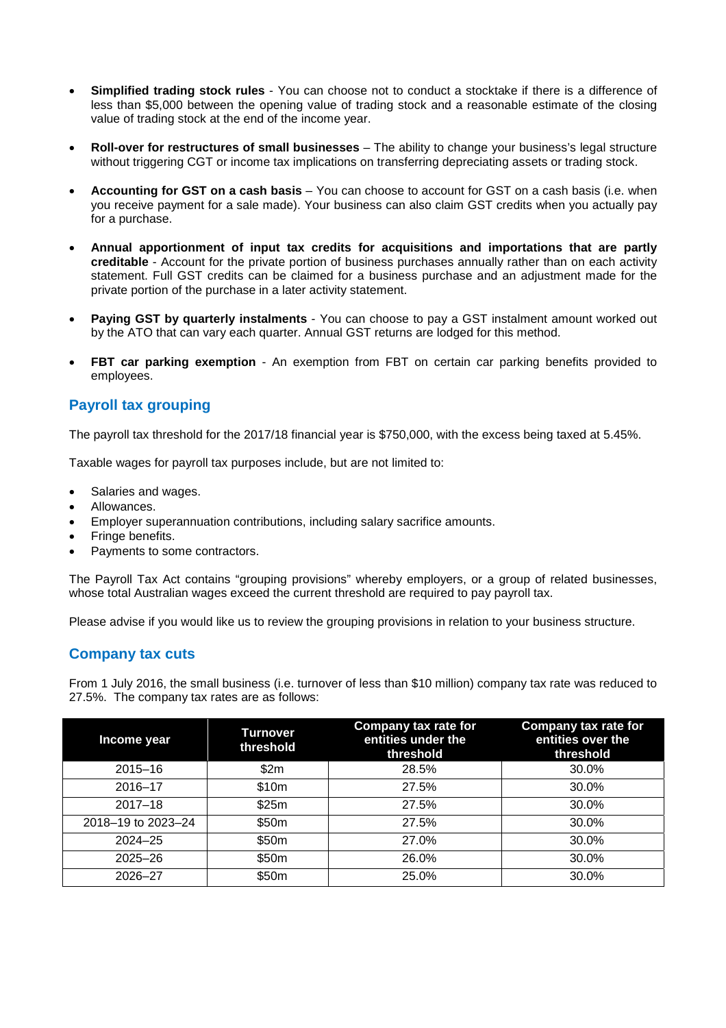- **Simplified trading stock rules** - You can choose not to conduct a stocktake if there is a difference of less than $5,000 between the opening value of trading stock and a reasonable estimate of the closing value of trading stock at the end of the income year.

- **Roll-over for restructures of small businesses** – The ability to change your business's legal structure without triggering CGT or income tax implications on transferring depreciating assets or trading stock.

- **Accounting for GST on a cash basis** – You can choose to account for GST on a cash basis (i.e. when you receive payment for a sale made). Your business can also claim GST credits when you actually pay for a purchase.

- **Annual apportionment of input tax credits for acquisitions and importations that are partly creditable** - Account for the private portion of business purchases annually rather than on each activity statement. Full GST credits can be claimed for a business purchase and an adjustment made for the private portion of the purchase in a later activity statement.

- **Paying GST by quarterly instalments** - You can choose to pay a GST instalment amount worked out by the ATO that can vary each quarter. Annual GST returns are lodged for this method.

- **FBT car parking exemption** - An exemption from FBT on certain car parking benefits provided to employees.

## Payroll tax grouping

The payroll tax threshold for the 2017/18 financial year is $750,000, with the excess being taxed at 5.45%.

Taxable wages for payroll tax purposes include, but are not limited to:

- Salaries and wages.
- Allowances.
- Employer superannuation contributions, including salary sacrifice amounts.
- Fringe benefits.
- Payments to some contractors.

The Payroll Tax Act contains "grouping provisions" whereby employers, or a group of related businesses, whose total Australian wages exceed the current threshold are required to pay payroll tax.

Please advise if you would like us to review the grouping provisions in relation to your business structure.

## Company tax cuts

From 1 July 2016, the small business (i.e. turnover of less than $10 million) company tax rate was reduced to 27.5%. The company tax rates are as follows:

| Income year | Turnover threshold | Company tax rate for entities under the threshold | Company tax rate for entities over the threshold |
|---|---|---|---|
| 2015–16 | $2m | 28.5% | 30.0% |
| 2016–17 | $10m | 27.5% | 30.0% |
| 2017–18 | $25m | 27.5% | 30.0% |
| 2018–19 to 2023–24 | $50m | 27.5% | 30.0% |
| 2024–25 | $50m | 27.0% | 30.0% |
| 2025–26 | $50m | 26.0% | 30.0% |
| 2026–27 | $50m | 25.0% | 30.0% |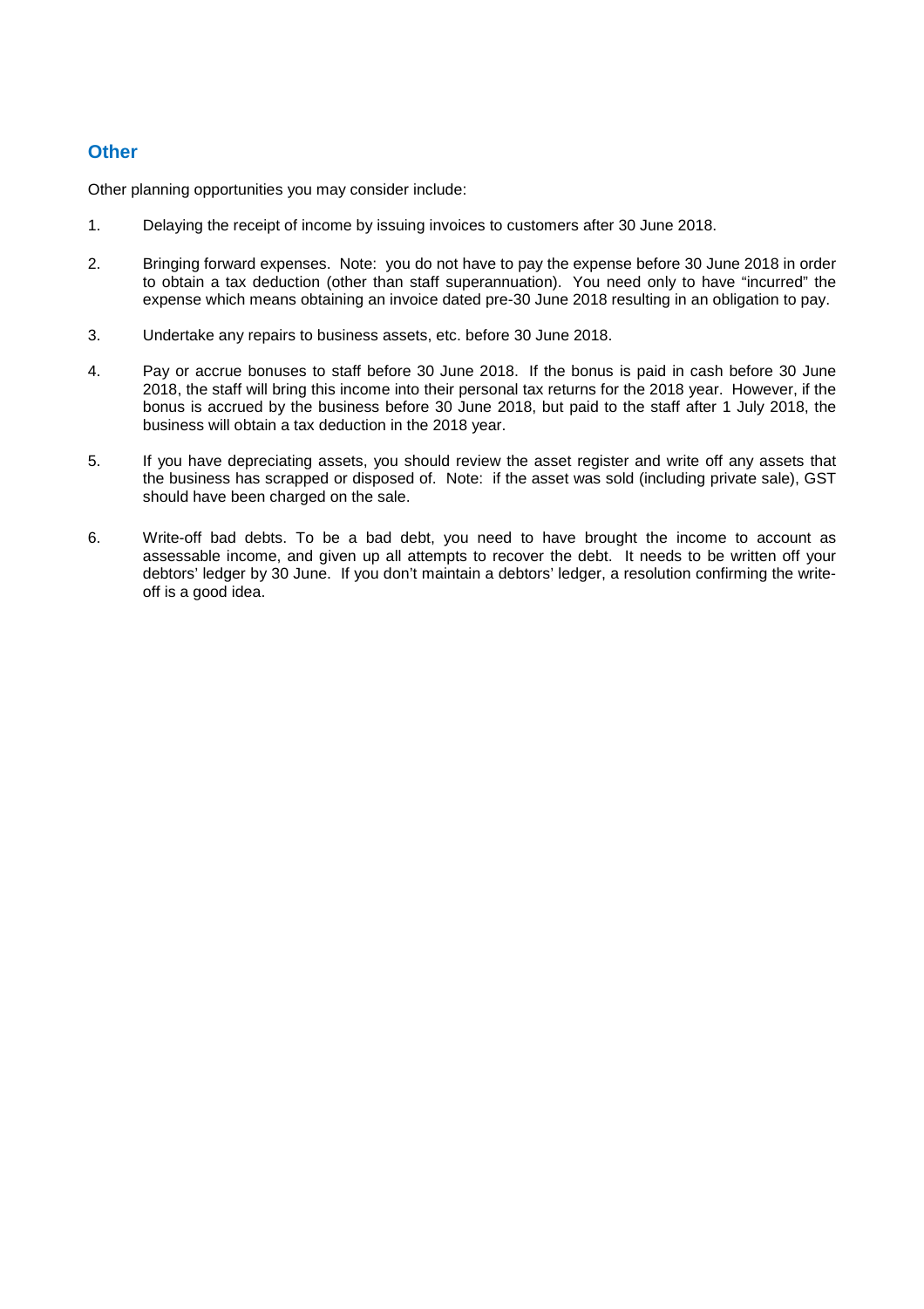## Other

Other planning opportunities you may consider include:

1. Delaying the receipt of income by issuing invoices to customers after 30 June 2018.
2. Bringing forward expenses. Note: you do not have to pay the expense before 30 June 2018 in order to obtain a tax deduction (other than staff superannuation). You need only to have "incurred" the expense which means obtaining an invoice dated pre-30 June 2018 resulting in an obligation to pay.
3. Undertake any repairs to business assets, etc. before 30 June 2018.
4. Pay or accrue bonuses to staff before 30 June 2018. If the bonus is paid in cash before 30 June 2018, the staff will bring this income into their personal tax returns for the 2018 year. However, if the bonus is accrued by the business before 30 June 2018, but paid to the staff after 1 July 2018, the business will obtain a tax deduction in the 2018 year.
5. If you have depreciating assets, you should review the asset register and write off any assets that the business has scrapped or disposed of. Note: if the asset was sold (including private sale), GST should have been charged on the sale.
6. Write-off bad debts. To be a bad debt, you need to have brought the income to account as assessable income, and given up all attempts to recover the debt. It needs to be written off your debtors' ledger by 30 June. If you don't maintain a debtors' ledger, a resolution confirming the write-off is a good idea.